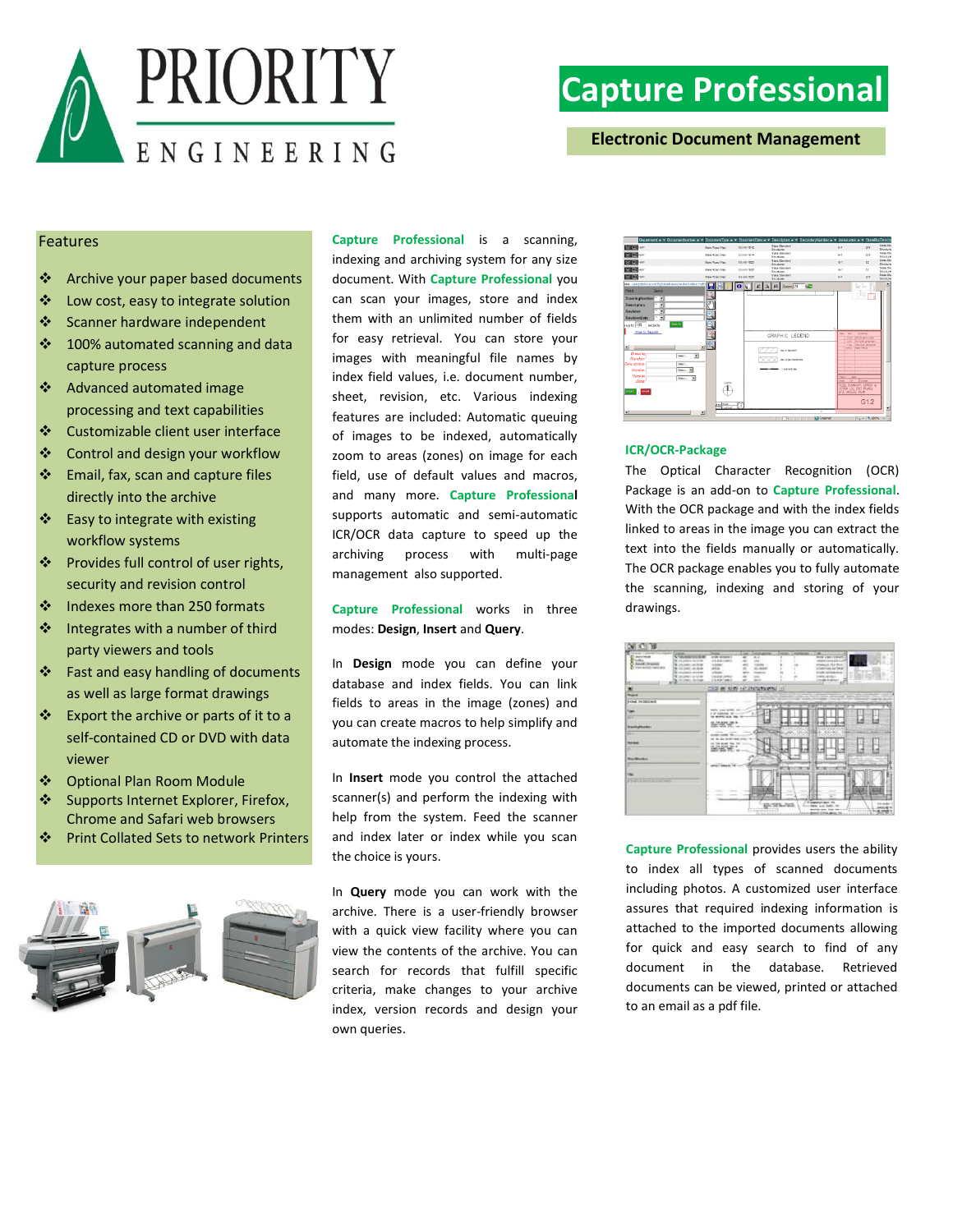PRIORITY ENGINEERING

# Capture Professional

## Electronic Document Management

### Features

- Archive your paper based documents
- Low cost, easy to integrate solution
- Scanner hardware independent
- 100% automated scanning and data capture process
- Advanced automated image processing and text capabilities
- Customizable client user interface
- Control and design your workflow
- Email, fax, scan and capture files directly into the archive
- Easy to integrate with existing workflow systems
- Provides full control of user rights, security and revision control
- Indexes more than 250 formats
- Integrates with a number of third party viewers and tools
- Fast and easy handling of documents as well as large format drawings
- Export the archive or parts of it to a self-contained CD or DVD with data viewer
- Optional Plan Room Module
- Supports Internet Explorer, Firefox, Chrome and Safari web browsers
- Print Collated Sets to network Printers

**Capture Professional** is a scanning, indexing and archiving system for any size document. With **Capture Professional** you can scan your images, store and index them with an unlimited number of fields for easy retrieval. You can store your images with meaningful file names by index field values, i.e. document number, sheet, revision, etc. Various indexing features are included: Automatic queuing of images to be indexed, automatically zoom to areas (zones) on image for each field, use of default values and macros, and many more. **Capture Professional** supports automatic and semi-automatic ICR/OCR data capture to speed up the archiving process with multi-page management also supported.

**Capture Professional** works in three modes: **Design**, **Insert** and **Query**.

In **Design** mode you can define your database and index fields. You can link fields to areas in the image (zones) and you can create macros to help simplify and automate the indexing process.

In **Insert** mode you control the attached scanner(s) and perform the indexing with help from the system. Feed the scanner and index later or index while you scan the choice is yours.

In **Query** mode you can work with the archive. There is a user-friendly browser with a quick view facility where you can view the contents of the archive. You can search for records that fulfill specific criteria, make changes to your archive index, version records and design your own queries.

### ICR/OCR-Package

The Optical Character Recognition (OCR) Package is an add-on to **Capture Professional**. With the OCR package and with the index fields linked to areas in the image you can extract the text into the fields manually or automatically. The OCR package enables you to fully automate the scanning, indexing and storing of your drawings.

**Capture Professional** provides users the ability to index all types of scanned documents including photos. A customized user interface assures that required indexing information is attached to the imported documents allowing for quick and easy search to find of any document in the database. Retrieved documents can be viewed, printed or attached to an email as a pdf file.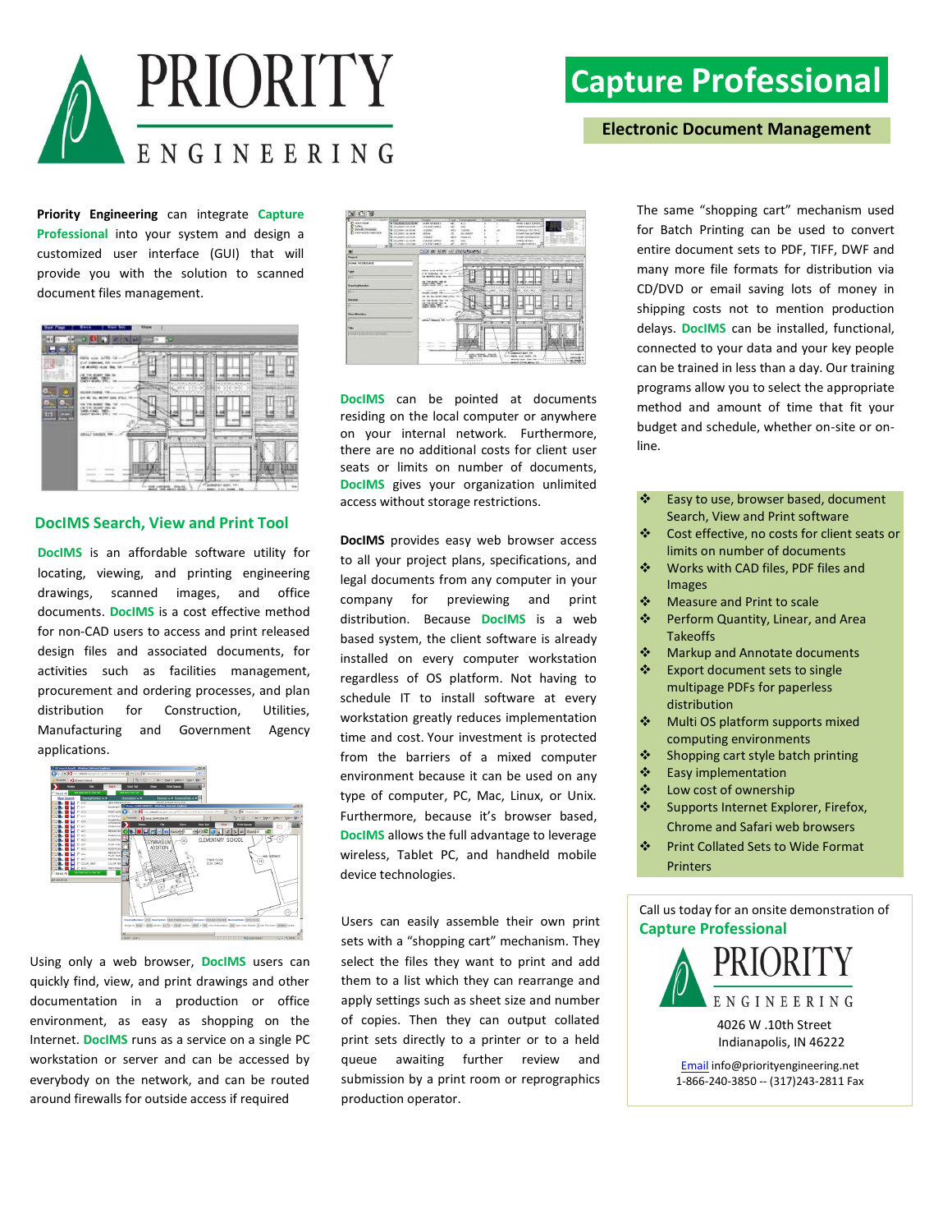# PRIORITY ENGINEERING

# Capture Professional

## Electronic Document Management

**Priority Engineering** can integrate **Capture Professional** into your system and design a customized user interface (GUI) that will provide you with the solution to scanned document files management.

## DocIMS Search, View and Print Tool

**DocIMS** is an affordable software utility for locating, viewing, and printing engineering drawings, scanned images, and office documents. **DocIMS** is a cost effective method for non-CAD users to access and print released design files and associated documents, for activities such as facilities management, procurement and ordering processes, and plan distribution for Construction, Utilities, Manufacturing and Government Agency applications.

Using only a web browser, **DocIMS** users can quickly find, view, and print drawings and other documentation in a production or office environment, as easy as shopping on the Internet. **DocIMS** runs as a service on a single PC workstation or server and can be accessed by everybody on the network, and can be routed around firewalls for outside access if required

**DocIMS** can be pointed at documents residing on the local computer or anywhere on your internal network. Furthermore, there are no additional costs for client user seats or limits on number of documents, **DocIMS** gives your organization unlimited access without storage restrictions.

**DocIMS** provides easy web browser access to all your project plans, specifications, and legal documents from any computer in your company for previewing and print distribution. Because **DocIMS** is a web based system, the client software is already installed on every computer workstation regardless of OS platform. Not having to schedule IT to install software at every workstation greatly reduces implementation time and cost. Your investment is protected from the barriers of a mixed computer environment because it can be used on any type of computer, PC, Mac, Linux, or Unix. Furthermore, because it's browser based, **DocIMS** allows the full advantage to leverage wireless, Tablet PC, and handheld mobile device technologies.

Users can easily assemble their own print sets with a "shopping cart" mechanism. They select the files they want to print and add them to a list which they can rearrange and apply settings such as sheet size and number of copies. Then they can output collated print sets directly to a printer or to a held queue awaiting further review and submission by a print room or reprographics production operator.

The same "shopping cart" mechanism used for Batch Printing can be used to convert entire document sets to PDF, TIFF, DWF and many more file formats for distribution via CD/DVD or email saving lots of money in shipping costs not to mention production delays. **DocIMS** can be installed, functional, connected to your data and your key people can be trained in less than a day. Our training programs allow you to select the appropriate method and amount of time that fit your budget and schedule, whether on-site or on-line.

- Easy to use, browser based, document Search, View and Print software
- Cost effective, no costs for client seats or limits on number of documents
- Works with CAD files, PDF files and Images
- Measure and Print to scale
- Perform Quantity, Linear, and Area Takeoffs
- Markup and Annotate documents
- Export document sets to single multipage PDFs for paperless distribution
- Multi OS platform supports mixed computing environments
- Shopping cart style batch printing
- Easy implementation
- Low cost of ownership
- Supports Internet Explorer, Firefox, Chrome and Safari web browsers
- Print Collated Sets to Wide Format Printers

Call us today for an onsite demonstration of **Capture Professional**

PRIORITY ENGINEERING

4026 W .10th Street
Indianapolis, IN 46222

Email info@priorityengineering.net
1-866-240-3850 -- (317)243-2811 Fax